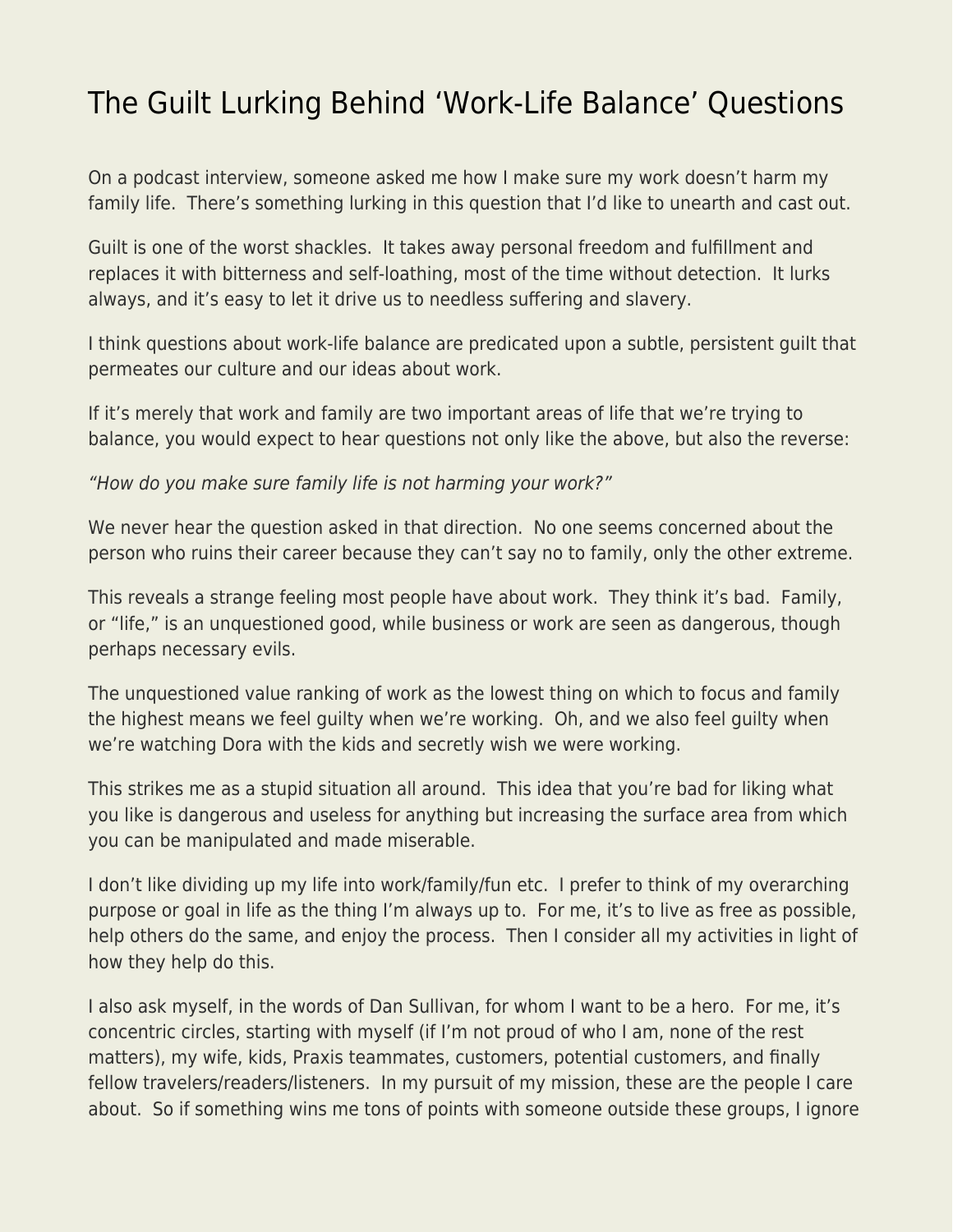# The Guilt Lurking Behind 'Work-Life Balance' Questions

On a podcast interview, someone asked me how I make sure my work doesn't harm my family life. There's something lurking in this question that I'd like to unearth and cast out.

Guilt is one of the worst shackles. It takes away personal freedom and fulfillment and replaces it with bitterness and self-loathing, most of the time without detection. It lurks always, and it's easy to let it drive us to needless suffering and slavery.

I think questions about work-life balance are predicated upon a subtle, persistent guilt that permeates our culture and our ideas about work.

If it's merely that work and family are two important areas of life that we're trying to balance, you would expect to hear questions not only like the above, but also the reverse:

*"How do you make sure family life is not harming your work?"*

We never hear the question asked in that direction. No one seems concerned about the person who ruins their career because they can't say no to family, only the other extreme.

This reveals a strange feeling most people have about work. They think it's bad. Family, or "life," is an unquestioned good, while business or work are seen as dangerous, though perhaps necessary evils.

The unquestioned value ranking of work as the lowest thing on which to focus and family the highest means we feel guilty when we're working. Oh, and we also feel guilty when we're watching Dora with the kids and secretly wish we were working.

This strikes me as a stupid situation all around. This idea that you're bad for liking what you like is dangerous and useless for anything but increasing the surface area from which you can be manipulated and made miserable.

I don't like dividing up my life into work/family/fun etc. I prefer to think of my overarching purpose or goal in life as the thing I'm always up to. For me, it's to live as free as possible, help others do the same, and enjoy the process. Then I consider all my activities in light of how they help do this.

I also ask myself, in the words of Dan Sullivan, for whom I want to be a hero. For me, it's concentric circles, starting with myself (if I'm not proud of who I am, none of the rest matters), my wife, kids, Praxis teammates, customers, potential customers, and finally fellow travelers/readers/listeners. In my pursuit of my mission, these are the people I care about. So if something wins me tons of points with someone outside these groups, I ignore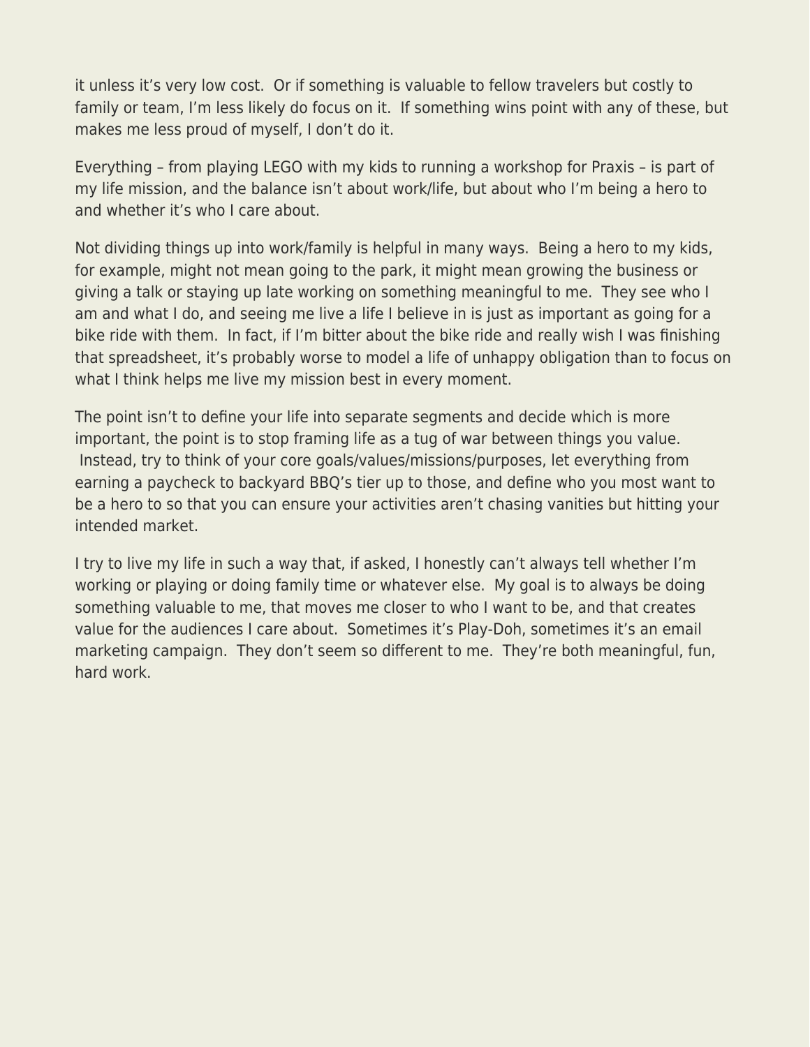it unless it's very low cost. Or if something is valuable to fellow travelers but costly to family or team, I'm less likely do focus on it. If something wins point with any of these, but makes me less proud of myself, I don't do it.

Everything – from playing LEGO with my kids to running a workshop for Praxis – is part of my life mission, and the balance isn't about work/life, but about who I'm being a hero to and whether it's who I care about.

Not dividing things up into work/family is helpful in many ways. Being a hero to my kids, for example, might not mean going to the park, it might mean growing the business or giving a talk or staying up late working on something meaningful to me. They see who I am and what I do, and seeing me live a life I believe in is just as important as going for a bike ride with them. In fact, if I'm bitter about the bike ride and really wish I was finishing that spreadsheet, it's probably worse to model a life of unhappy obligation than to focus on what I think helps me live my mission best in every moment.

The point isn't to define your life into separate segments and decide which is more important, the point is to stop framing life as a tug of war between things you value. Instead, try to think of your core goals/values/missions/purposes, let everything from earning a paycheck to backyard BBQ's tier up to those, and define who you most want to be a hero to so that you can ensure your activities aren't chasing vanities but hitting your intended market.

I try to live my life in such a way that, if asked, I honestly can't always tell whether I'm working or playing or doing family time or whatever else. My goal is to always be doing something valuable to me, that moves me closer to who I want to be, and that creates value for the audiences I care about. Sometimes it's Play-Doh, sometimes it's an email marketing campaign. They don't seem so different to me. They're both meaningful, fun, hard work.